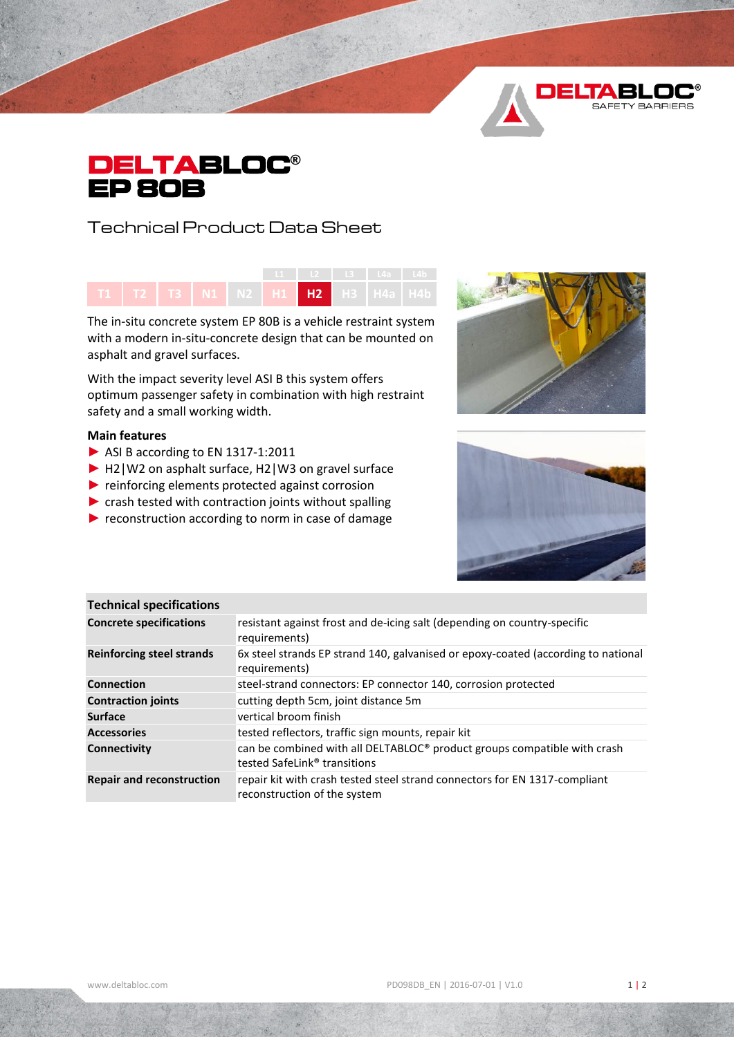# DELTABLOC®
# EP 80B

## Technical Product Data Sheet

| | | | | | L1 | L2 | L3 | L4a | L4b |
|---|---|---|---|---|---|---|---|---|---|
| T1 | T2 | T3 | N1 | N2 | H1 | **H2** | H3 | H4a | H4b |

The in-situ concrete system EP 80B is a vehicle restraint system with a modern in-situ-concrete design that can be mounted on asphalt and gravel surfaces.

With the impact severity level ASI B this system offers optimum passenger safety in combination with high restraint safety and a small working width.

**Main features**

- ASI B according to EN 1317-1:2011
- H2|W2 on asphalt surface, H2|W3 on gravel surface
- reinforcing elements protected against corrosion
- crash tested with contraction joints without spalling
- reconstruction according to norm in case of damage

| **Technical specifications** | |
|---|---|
| **Concrete specifications** | resistant against frost and de-icing salt (depending on country-specific requirements) |
| **Reinforcing steel strands** | 6x steel strands EP strand 140, galvanised or epoxy-coated (according to national requirements) |
| **Connection** | steel-strand connectors: EP connector 140, corrosion protected |
| **Contraction joints** | cutting depth 5cm, joint distance 5m |
| **Surface** | vertical broom finish |
| **Accessories** | tested reflectors, traffic sign mounts, repair kit |
| **Connectivity** | can be combined with all DELTABLOC® product groups compatible with crash tested SafeLink® transitions |
| **Repair and reconstruction** | repair kit with crash tested steel strand connectors for EN 1317-compliant reconstruction of the system |

www.deltabloc.com PD098DB_EN | 2016-07-01 | V1.0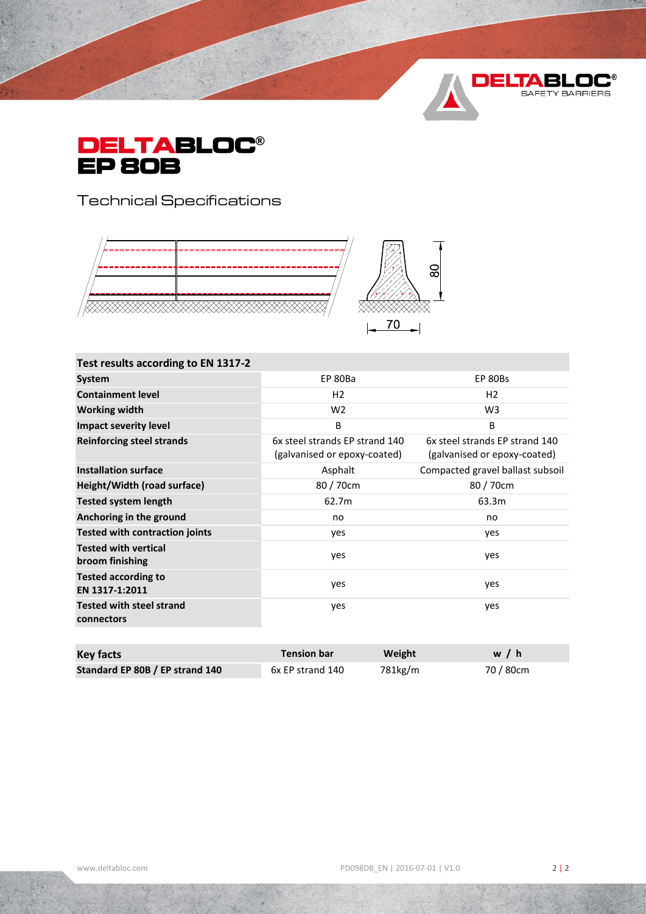# DELTABLOC® EP 80B

## Technical Specifications

80

70

| Test results according to EN 1317-2 | | |
|---|---|---|
| **System** | EP 80Ba | EP 80Bs |
| **Containment level** | H2 | H2 |
| **Working width** | W2 | W3 |
| **Impact severity level** | B | B |
| **Reinforcing steel strands** | 6x steel strands EP strand 140 (galvanised or epoxy-coated) | 6x steel strands EP strand 140 (galvanised or epoxy-coated) |
| **Installation surface** | Asphalt | Compacted gravel ballast subsoil |
| **Height/Width (road surface)** | 80 / 70cm | 80 / 70cm |
| **Tested system length** | 62.7m | 63.3m |
| **Anchoring in the ground** | no | no |
| **Tested with contraction joints** | yes | yes |
| **Tested with vertical broom finishing** | yes | yes |
| **Tested according to EN 1317-1:2011** | yes | yes |
| **Tested with steel strand connectors** | yes | yes |

| Key facts | Tension bar | Weight | w / h |
|---|---|---|---|
| **Standard EP 80B / EP strand 140** | 6x EP strand 140 | 781kg/m | 70 / 80cm |

www.deltabloc.com PD098DB_EN | 2016-07-01 | V1.0